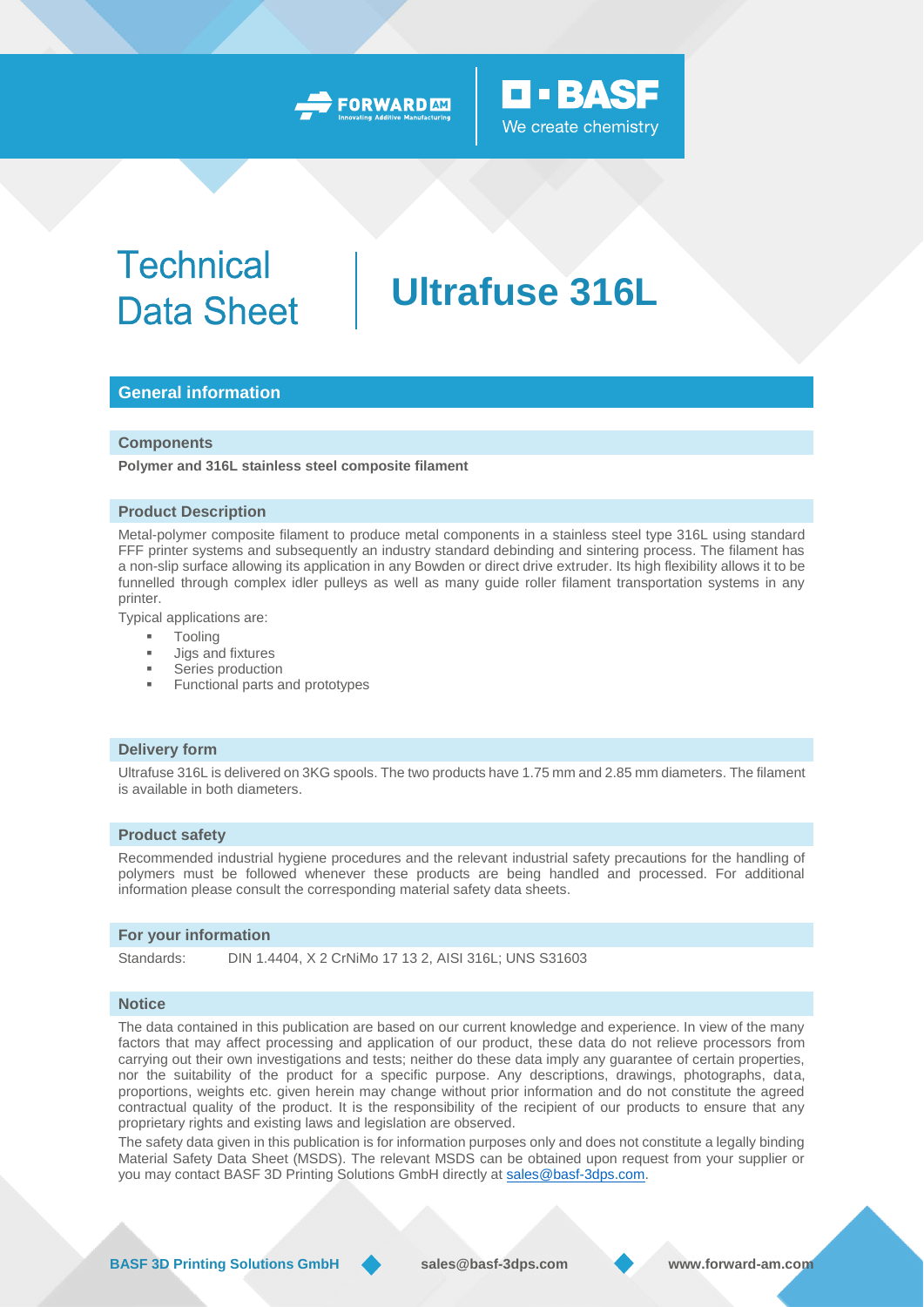# Technical Data Sheet

# Ultrafuse 316L

## General information

### Components

**Polymer and 316L stainless steel composite filament**

### Product Description

Metal-polymer composite filament to produce metal components in a stainless steel type 316L using standard FFF printer systems and subsequently an industry standard debinding and sintering process. The filament has a non-slip surface allowing its application in any Bowden or direct drive extruder. Its high flexibility allows it to be funnelled through complex idler pulleys as well as many guide roller filament transportation systems in any printer.

Typical applications are:

- Tooling
- Jigs and fixtures
- Series production
- Functional parts and prototypes

### Delivery form

Ultrafuse 316L is delivered on 3KG spools. The two products have 1.75 mm and 2.85 mm diameters. The filament is available in both diameters.

### Product safety

Recommended industrial hygiene procedures and the relevant industrial safety precautions for the handling of polymers must be followed whenever these products are being handled and processed. For additional information please consult the corresponding material safety data sheets.

### For your information

Standards: DIN 1.4404, X 2 CrNiMo 17 13 2, AISI 316L; UNS S31603

### Notice

The data contained in this publication are based on our current knowledge and experience. In view of the many factors that may affect processing and application of our product, these data do not relieve processors from carrying out their own investigations and tests; neither do these data imply any guarantee of certain properties, nor the suitability of the product for a specific purpose. Any descriptions, drawings, photographs, data, proportions, weights etc. given herein may change without prior information and do not constitute the agreed contractual quality of the product. It is the responsibility of the recipient of our products to ensure that any proprietary rights and existing laws and legislation are observed.

The safety data given in this publication is for information purposes only and does not constitute a legally binding Material Safety Data Sheet (MSDS). The relevant MSDS can be obtained upon request from your supplier or you may contact BASF 3D Printing Solutions GmbH directly at sales@basf-3dps.com.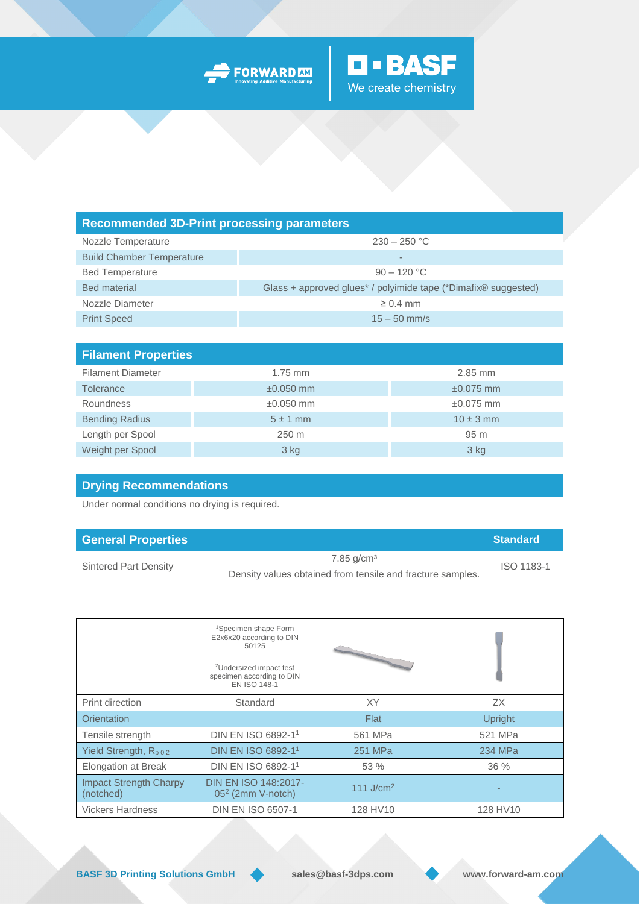## Recommended 3D-Print processing parameters

| | |
|---|---|
| Nozzle Temperature | 230 – 250 °C |
| Build Chamber Temperature | - |
| Bed Temperature | 90 – 120 °C |
| Bed material | Glass + approved glues* / polyimide tape (*Dimafix® suggested) |
| Nozzle Diameter | ≥ 0.4 mm |
| Print Speed | 15 – 50 mm/s |

## Filament Properties

| | | |
|---|---|---|
| Filament Diameter | 1.75 mm | 2.85 mm |
| Tolerance | ±0.050 mm | ±0.075 mm |
| Roundness | ±0.050 mm | ±0.075 mm |
| Bending Radius | 5 ± 1 mm | 10 ± 3 mm |
| Length per Spool | 250 m | 95 m |
| Weight per Spool | 3 kg | 3 kg |

## Drying Recommendations

Under normal conditions no drying is required.

## General Properties

| | | Standard |
|---|---|---|
| Sintered Part Density | 7.85 g/cm³<br>Density values obtained from tensile and fracture samples. | ISO 1183-1 |

| | [1]Specimen shape Form E2x6x20 according to DIN 50125<br>[2]Undersized impact test specimen according to DIN EN ISO 148-1 | | |
|---|---|---|---|
| Print direction | Standard | XY | ZX |
| Orientation | | Flat | Upright |
| Tensile strength | DIN EN ISO 6892-1[1] | 561 MPa | 521 MPa |
| Yield Strength, $R_{p\,0.2}$ | DIN EN ISO 6892-1[1] | 251 MPa | 234 MPa |
| Elongation at Break | DIN EN ISO 6892-1[1] | 53 % | 36 % |
| Impact Strength Charpy (notched) | DIN EN ISO 148:2017-05[2] (2mm V-notch) | 111 J/cm² | - |
| Vickers Hardness | DIN EN ISO 6507-1 | 128 HV10 | 128 HV10 |

**BASF 3D Printing Solutions GmbH** **sales@basf-3dps.com** **www.forward-am.com**